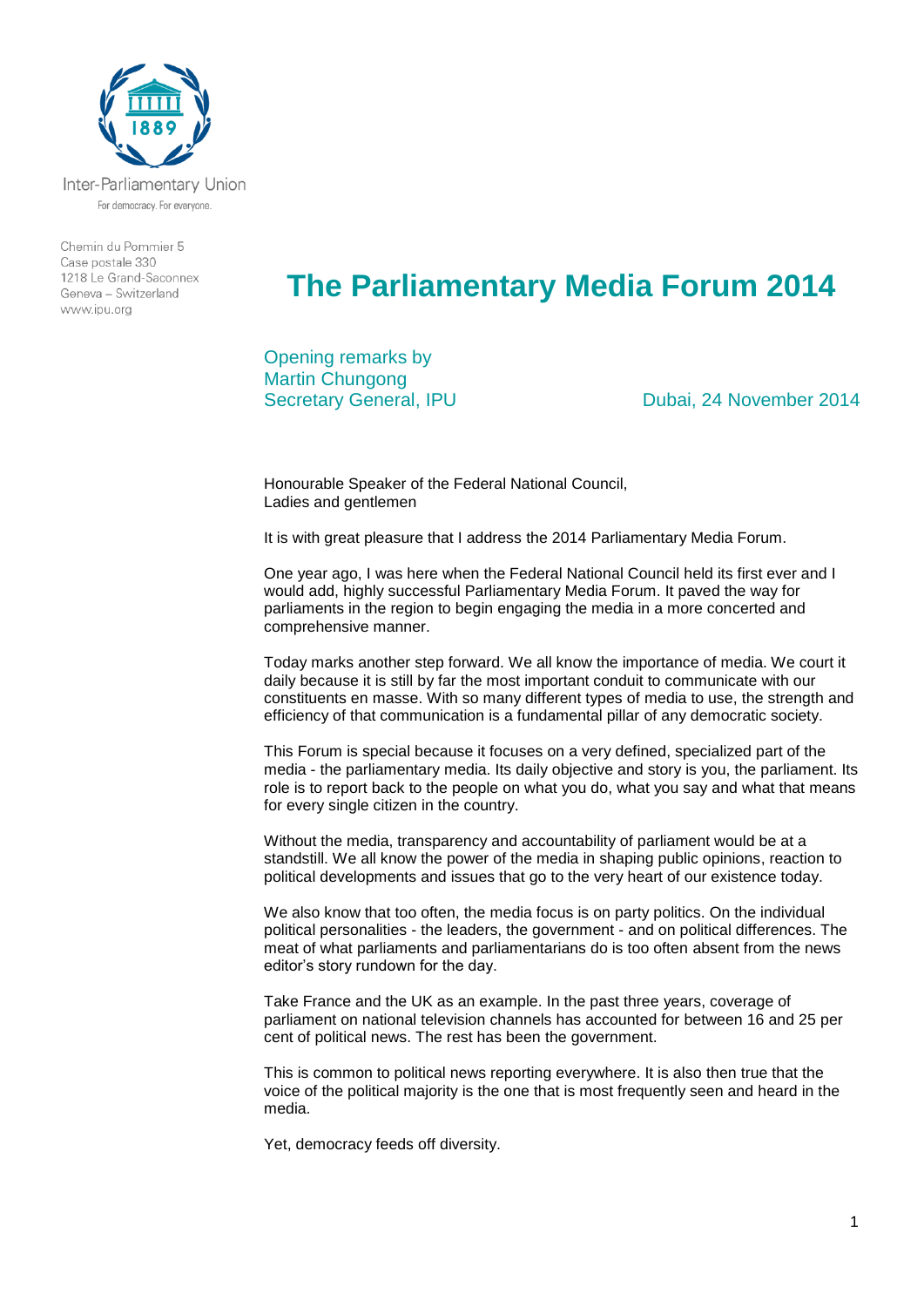Inter-Parliamentary Union
For democracy. For everyone.

Chemin du Pommier 5
Case postale 330
1218 Le Grand-Saconnex
Geneva – Switzerland
www.ipu.org

# The Parliamentary Media Forum 2014

Opening remarks by
Martin Chungong
Secretary General, IPU

Dubai, 24 November 2014

Honourable Speaker of the Federal National Council,
Ladies and gentlemen

It is with great pleasure that I address the 2014 Parliamentary Media Forum.

One year ago, I was here when the Federal National Council held its first ever and I would add, highly successful Parliamentary Media Forum. It paved the way for parliaments in the region to begin engaging the media in a more concerted and comprehensive manner.

Today marks another step forward. We all know the importance of media. We court it daily because it is still by far the most important conduit to communicate with our constituents en masse. With so many different types of media to use, the strength and efficiency of that communication is a fundamental pillar of any democratic society.

This Forum is special because it focuses on a very defined, specialized part of the media - the parliamentary media. Its daily objective and story is you, the parliament. Its role is to report back to the people on what you do, what you say and what that means for every single citizen in the country.

Without the media, transparency and accountability of parliament would be at a standstill. We all know the power of the media in shaping public opinions, reaction to political developments and issues that go to the very heart of our existence today.

We also know that too often, the media focus is on party politics. On the individual political personalities - the leaders, the government - and on political differences. The meat of what parliaments and parliamentarians do is too often absent from the news editor's story rundown for the day.

Take France and the UK as an example. In the past three years, coverage of parliament on national television channels has accounted for between 16 and 25 per cent of political news. The rest has been the government.

This is common to political news reporting everywhere. It is also then true that the voice of the political majority is the one that is most frequently seen and heard in the media.

Yet, democracy feeds off diversity.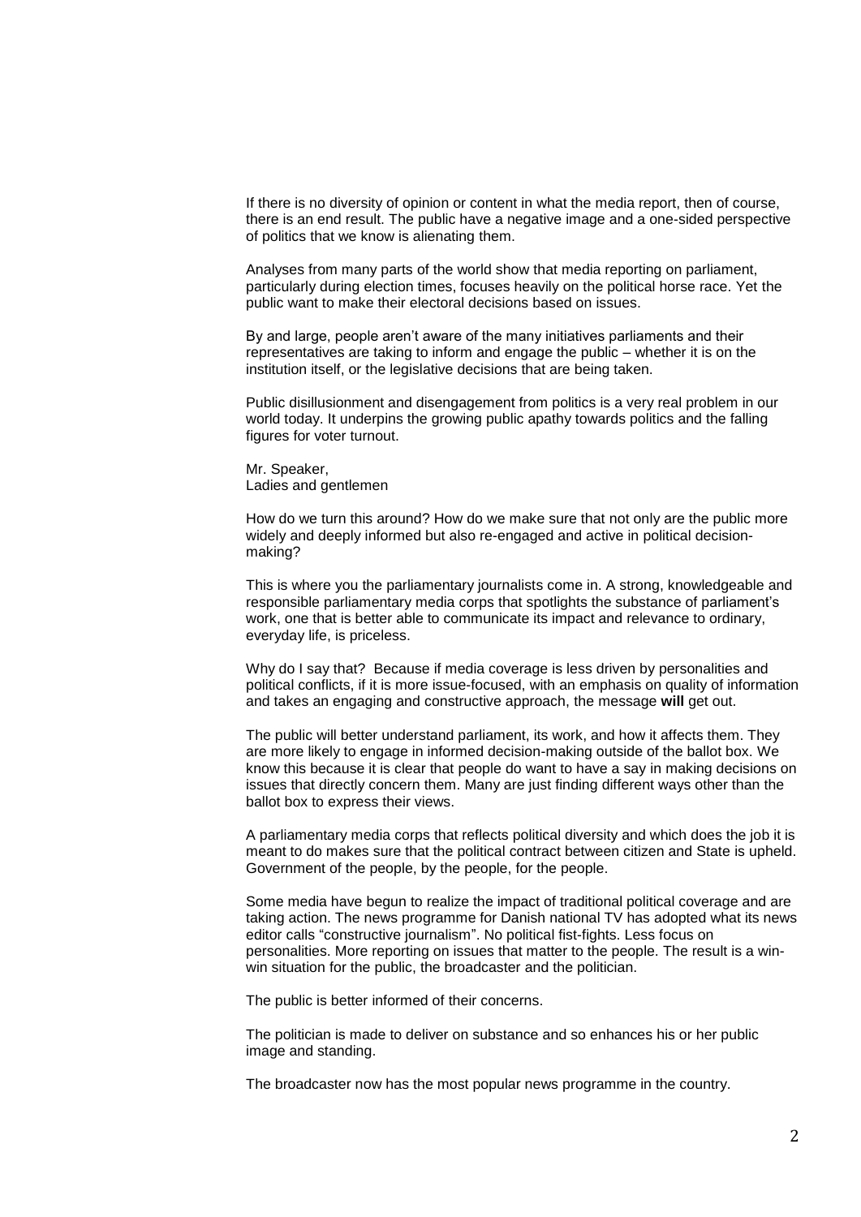If there is no diversity of opinion or content in what the media report, then of course, there is an end result. The public have a negative image and a one-sided perspective of politics that we know is alienating them.

Analyses from many parts of the world show that media reporting on parliament, particularly during election times, focuses heavily on the political horse race. Yet the public want to make their electoral decisions based on issues.

By and large, people aren't aware of the many initiatives parliaments and their representatives are taking to inform and engage the public – whether it is on the institution itself, or the legislative decisions that are being taken.

Public disillusionment and disengagement from politics is a very real problem in our world today. It underpins the growing public apathy towards politics and the falling figures for voter turnout.

Mr. Speaker,
Ladies and gentlemen

How do we turn this around? How do we make sure that not only are the public more widely and deeply informed but also re-engaged and active in political decision-making?

This is where you the parliamentary journalists come in. A strong, knowledgeable and responsible parliamentary media corps that spotlights the substance of parliament's work, one that is better able to communicate its impact and relevance to ordinary, everyday life, is priceless.

Why do I say that? Because if media coverage is less driven by personalities and political conflicts, if it is more issue-focused, with an emphasis on quality of information and takes an engaging and constructive approach, the message **will** get out.

The public will better understand parliament, its work, and how it affects them. They are more likely to engage in informed decision-making outside of the ballot box. We know this because it is clear that people do want to have a say in making decisions on issues that directly concern them. Many are just finding different ways other than the ballot box to express their views.

A parliamentary media corps that reflects political diversity and which does the job it is meant to do makes sure that the political contract between citizen and State is upheld. Government of the people, by the people, for the people.

Some media have begun to realize the impact of traditional political coverage and are taking action. The news programme for Danish national TV has adopted what its news editor calls "constructive journalism". No political fist-fights. Less focus on personalities. More reporting on issues that matter to the people. The result is a win-win situation for the public, the broadcaster and the politician.

The public is better informed of their concerns.

The politician is made to deliver on substance and so enhances his or her public image and standing.

The broadcaster now has the most popular news programme in the country.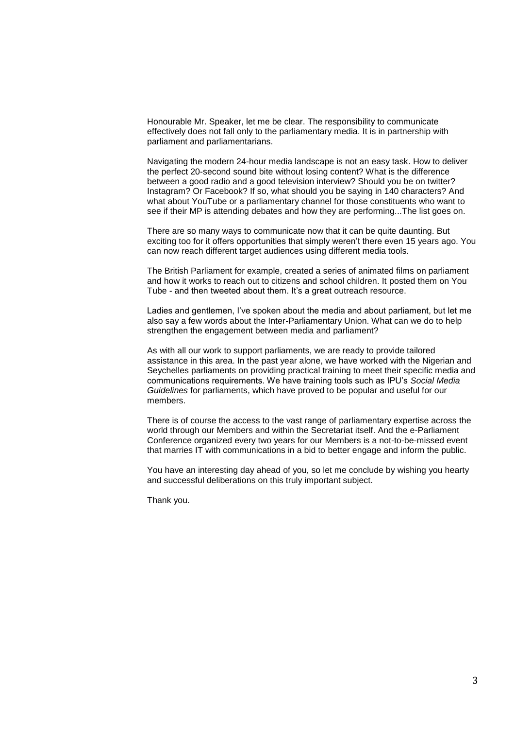Honourable Mr. Speaker, let me be clear. The responsibility to communicate effectively does not fall only to the parliamentary media. It is in partnership with parliament and parliamentarians.

Navigating the modern 24-hour media landscape is not an easy task. How to deliver the perfect 20-second sound bite without losing content? What is the difference between a good radio and a good television interview? Should you be on twitter? Instagram? Or Facebook? If so, what should you be saying in 140 characters? And what about YouTube or a parliamentary channel for those constituents who want to see if their MP is attending debates and how they are performing...The list goes on.

There are so many ways to communicate now that it can be quite daunting. But exciting too for it offers opportunities that simply weren't there even 15 years ago. You can now reach different target audiences using different media tools.

The British Parliament for example, created a series of animated films on parliament and how it works to reach out to citizens and school children. It posted them on You Tube - and then tweeted about them. It's a great outreach resource.

Ladies and gentlemen, I've spoken about the media and about parliament, but let me also say a few words about the Inter-Parliamentary Union. What can we do to help strengthen the engagement between media and parliament?

As with all our work to support parliaments, we are ready to provide tailored assistance in this area. In the past year alone, we have worked with the Nigerian and Seychelles parliaments on providing practical training to meet their specific media and communications requirements. We have training tools such as IPU's *Social Media Guidelines* for parliaments, which have proved to be popular and useful for our members.

There is of course the access to the vast range of parliamentary expertise across the world through our Members and within the Secretariat itself. And the e-Parliament Conference organized every two years for our Members is a not-to-be-missed event that marries IT with communications in a bid to better engage and inform the public.

You have an interesting day ahead of you, so let me conclude by wishing you hearty and successful deliberations on this truly important subject.

Thank you.